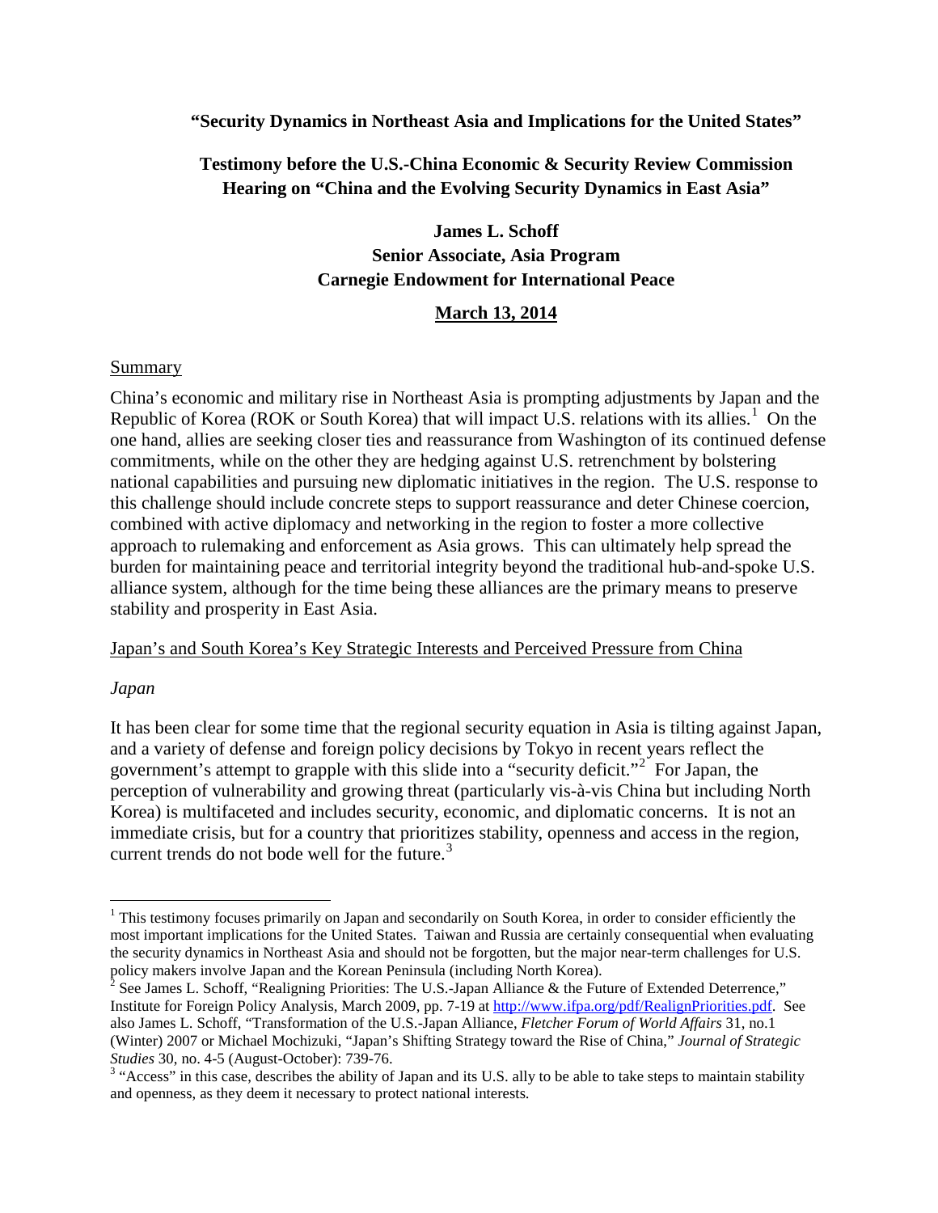**"Security Dynamics in Northeast Asia and Implications for the United States"**

**Testimony before the U.S.-China Economic & Security Review Commission**
**Hearing on "China and the Evolving Security Dynamics in East Asia"**

**James L. Schoff**
**Senior Associate, Asia Program**
**Carnegie Endowment for International Peace**

**March 13, 2014**

## Summary

China's economic and military rise in Northeast Asia is prompting adjustments by Japan and the Republic of Korea (ROK or South Korea) that will impact U.S. relations with its allies.[1] On the one hand, allies are seeking closer ties and reassurance from Washington of its continued defense commitments, while on the other they are hedging against U.S. retrenchment by bolstering national capabilities and pursuing new diplomatic initiatives in the region. The U.S. response to this challenge should include concrete steps to support reassurance and deter Chinese coercion, combined with active diplomacy and networking in the region to foster a more collective approach to rulemaking and enforcement as Asia grows. This can ultimately help spread the burden for maintaining peace and territorial integrity beyond the traditional hub-and-spoke U.S. alliance system, although for the time being these alliances are the primary means to preserve stability and prosperity in East Asia.

## Japan's and South Korea's Key Strategic Interests and Perceived Pressure from China

### *Japan*

It has been clear for some time that the regional security equation in Asia is tilting against Japan, and a variety of defense and foreign policy decisions by Tokyo in recent years reflect the government's attempt to grapple with this slide into a "security deficit."[2] For Japan, the perception of vulnerability and growing threat (particularly vis-à-vis China but including North Korea) is multifaceted and includes security, economic, and diplomatic concerns. It is not an immediate crisis, but for a country that prioritizes stability, openness and access in the region, current trends do not bode well for the future.[3]

---

[1] This testimony focuses primarily on Japan and secondarily on South Korea, in order to consider efficiently the most important implications for the United States. Taiwan and Russia are certainly consequential when evaluating the security dynamics in Northeast Asia and should not be forgotten, but the major near-term challenges for U.S. policy makers involve Japan and the Korean Peninsula (including North Korea).

[2] See James L. Schoff, "Realigning Priorities: The U.S.-Japan Alliance & the Future of Extended Deterrence," Institute for Foreign Policy Analysis, March 2009, pp. 7-19 at http://www.ifpa.org/pdf/RealignPriorities.pdf. See also James L. Schoff, "Transformation of the U.S.-Japan Alliance, *Fletcher Forum of World Affairs* 31, no.1 (Winter) 2007 or Michael Mochizuki, "Japan's Shifting Strategy toward the Rise of China," *Journal of Strategic Studies* 30, no. 4-5 (August-October): 739-76.

[3] "Access" in this case, describes the ability of Japan and its U.S. ally to be able to take steps to maintain stability and openness, as they deem it necessary to protect national interests.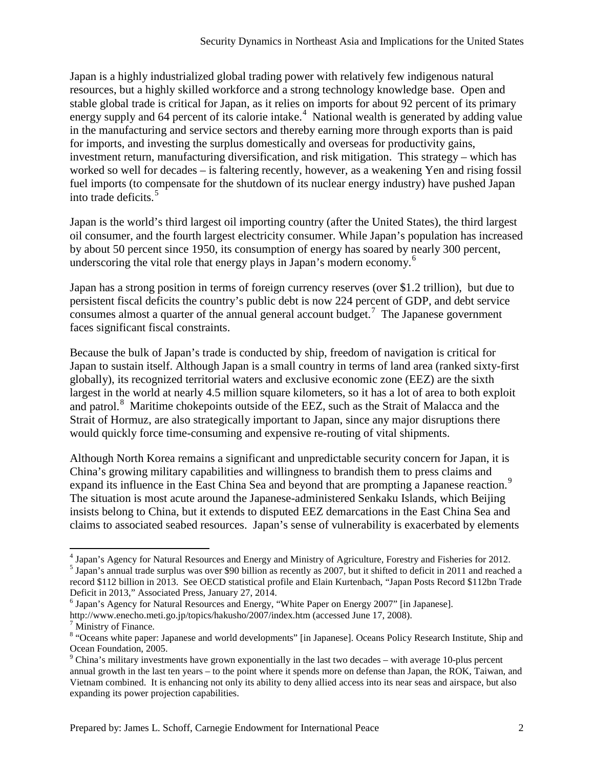Japan is a highly industrialized global trading power with relatively few indigenous natural resources, but a highly skilled workforce and a strong technology knowledge base. Open and stable global trade is critical for Japan, as it relies on imports for about 92 percent of its primary energy supply and 64 percent of its calorie intake.[4] National wealth is generated by adding value in the manufacturing and service sectors and thereby earning more through exports than is paid for imports, and investing the surplus domestically and overseas for productivity gains, investment return, manufacturing diversification, and risk mitigation. This strategy – which has worked so well for decades – is faltering recently, however, as a weakening Yen and rising fossil fuel imports (to compensate for the shutdown of its nuclear energy industry) have pushed Japan into trade deficits.[5]

Japan is the world's third largest oil importing country (after the United States), the third largest oil consumer, and the fourth largest electricity consumer. While Japan's population has increased by about 50 percent since 1950, its consumption of energy has soared by nearly 300 percent, underscoring the vital role that energy plays in Japan's modern economy.[6]

Japan has a strong position in terms of foreign currency reserves (over $1.2 trillion), but due to persistent fiscal deficits the country's public debt is now 224 percent of GDP, and debt service consumes almost a quarter of the annual general account budget.[7] The Japanese government faces significant fiscal constraints.

Because the bulk of Japan's trade is conducted by ship, freedom of navigation is critical for Japan to sustain itself. Although Japan is a small country in terms of land area (ranked sixty-first globally), its recognized territorial waters and exclusive economic zone (EEZ) are the sixth largest in the world at nearly 4.5 million square kilometers, so it has a lot of area to both exploit and patrol.[8] Maritime chokepoints outside of the EEZ, such as the Strait of Malacca and the Strait of Hormuz, are also strategically important to Japan, since any major disruptions there would quickly force time-consuming and expensive re-routing of vital shipments.

Although North Korea remains a significant and unpredictable security concern for Japan, it is China's growing military capabilities and willingness to brandish them to press claims and expand its influence in the East China Sea and beyond that are prompting a Japanese reaction.[9] The situation is most acute around the Japanese-administered Senkaku Islands, which Beijing insists belong to China, but it extends to disputed EEZ demarcations in the East China Sea and claims to associated seabed resources. Japan's sense of vulnerability is exacerbated by elements

---

[4] Japan's Agency for Natural Resources and Energy and Ministry of Agriculture, Forestry and Fisheries for 2012.

[5] Japan's annual trade surplus was over $90 billion as recently as 2007, but it shifted to deficit in 2011 and reached a record $112 billion in 2013. See OECD statistical profile and Elain Kurtenbach, "Japan Posts Record $112bn Trade Deficit in 2013," Associated Press, January 27, 2014.

[6] Japan's Agency for Natural Resources and Energy, "White Paper on Energy 2007" [in Japanese]. http://www.enecho.meti.go.jp/topics/hakusho/2007/index.htm (accessed June 17, 2008).

[7] Ministry of Finance.

[8] "Oceans white paper: Japanese and world developments" [in Japanese]. Oceans Policy Research Institute, Ship and Ocean Foundation, 2005.

[9] China's military investments have grown exponentially in the last two decades – with average 10-plus percent annual growth in the last ten years – to the point where it spends more on defense than Japan, the ROK, Taiwan, and Vietnam combined. It is enhancing not only its ability to deny allied access into its near seas and airspace, but also expanding its power projection capabilities.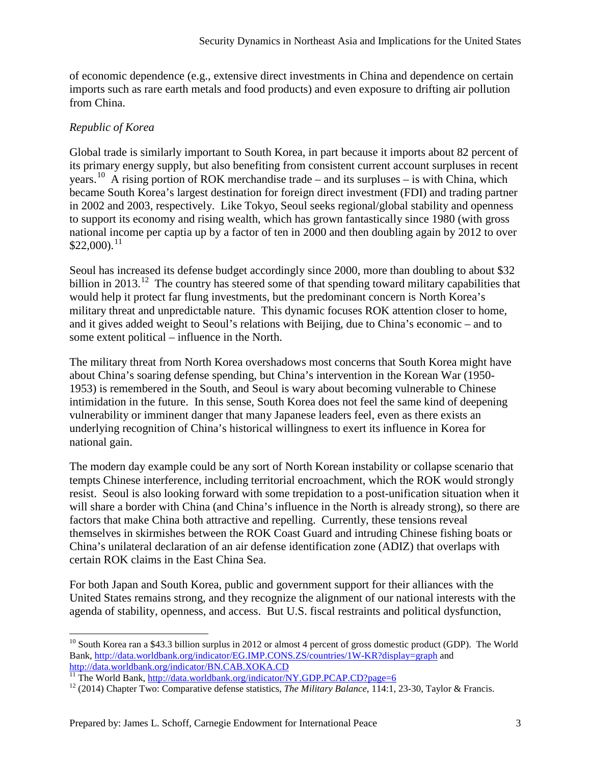of economic dependence (e.g., extensive direct investments in China and dependence on certain imports such as rare earth metals and food products) and even exposure to drifting air pollution from China.

*Republic of Korea*

Global trade is similarly important to South Korea, in part because it imports about 82 percent of its primary energy supply, but also benefiting from consistent current account surpluses in recent years.[10] A rising portion of ROK merchandise trade – and its surpluses – is with China, which became South Korea's largest destination for foreign direct investment (FDI) and trading partner in 2002 and 2003, respectively. Like Tokyo, Seoul seeks regional/global stability and openness to support its economy and rising wealth, which has grown fantastically since 1980 (with gross national income per captia up by a factor of ten in 2000 and then doubling again by 2012 to over $22,000).[11]

Seoul has increased its defense budget accordingly since 2000, more than doubling to about $32 billion in 2013.[12] The country has steered some of that spending toward military capabilities that would help it protect far flung investments, but the predominant concern is North Korea's military threat and unpredictable nature. This dynamic focuses ROK attention closer to home, and it gives added weight to Seoul's relations with Beijing, due to China's economic – and to some extent political – influence in the North.

The military threat from North Korea overshadows most concerns that South Korea might have about China's soaring defense spending, but China's intervention in the Korean War (1950-1953) is remembered in the South, and Seoul is wary about becoming vulnerable to Chinese intimidation in the future. In this sense, South Korea does not feel the same kind of deepening vulnerability or imminent danger that many Japanese leaders feel, even as there exists an underlying recognition of China's historical willingness to exert its influence in Korea for national gain.

The modern day example could be any sort of North Korean instability or collapse scenario that tempts Chinese interference, including territorial encroachment, which the ROK would strongly resist. Seoul is also looking forward with some trepidation to a post-unification situation when it will share a border with China (and China's influence in the North is already strong), so there are factors that make China both attractive and repelling. Currently, these tensions reveal themselves in skirmishes between the ROK Coast Guard and intruding Chinese fishing boats or China's unilateral declaration of an air defense identification zone (ADIZ) that overlaps with certain ROK claims in the East China Sea.

For both Japan and South Korea, public and government support for their alliances with the United States remains strong, and they recognize the alignment of our national interests with the agenda of stability, openness, and access. But U.S. fiscal restraints and political dysfunction,

---

[10] South Korea ran a $43.3 billion surplus in 2012 or almost 4 percent of gross domestic product (GDP). The World Bank, http://data.worldbank.org/indicator/EG.IMP.CONS.ZS/countries/1W-KR?display=graph and http://data.worldbank.org/indicator/BN.CAB.XOKA.CD

[11] The World Bank, http://data.worldbank.org/indicator/NY.GDP.PCAP.CD?page=6

[12] (2014) Chapter Two: Comparative defense statistics, *The Military Balance*, 114:1, 23-30, Taylor & Francis.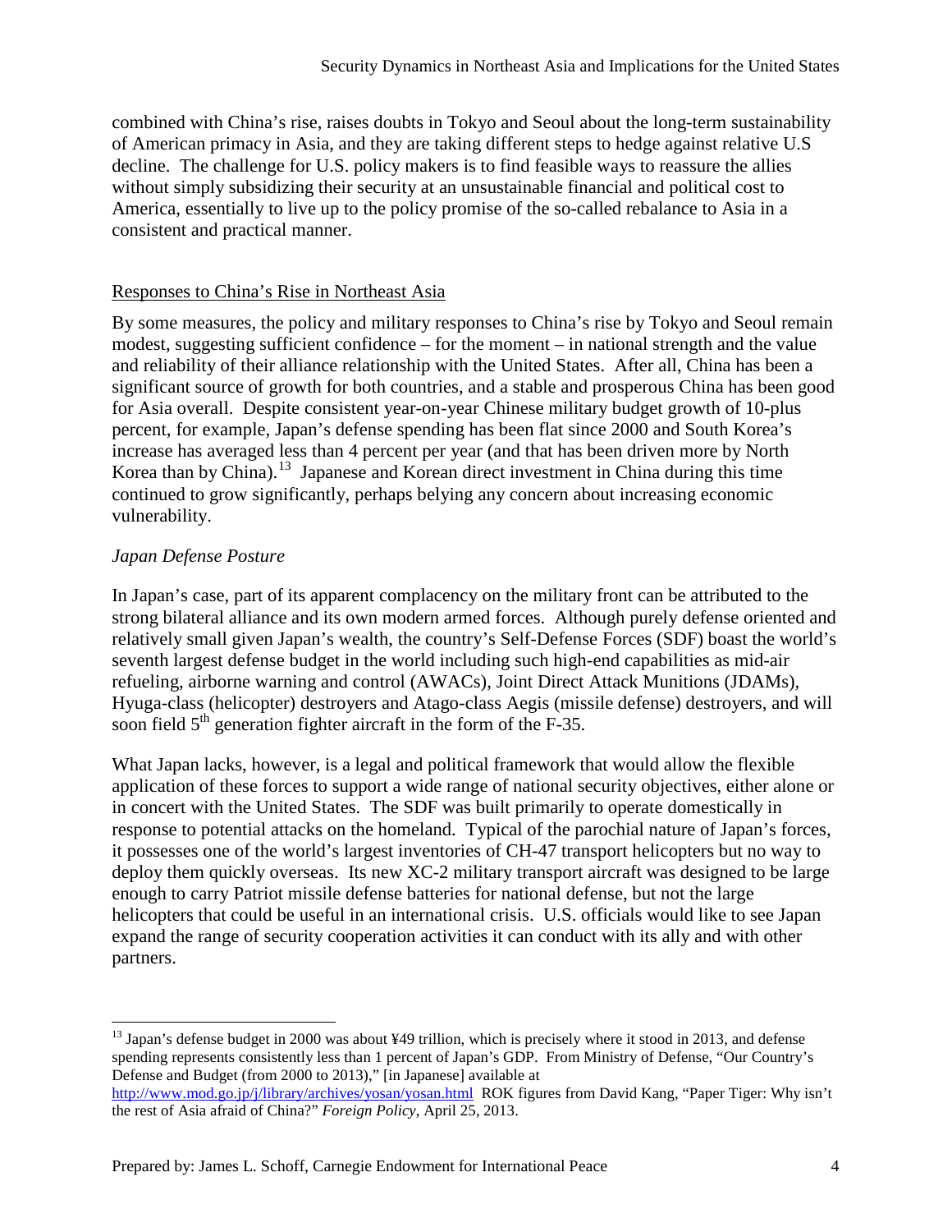combined with China's rise, raises doubts in Tokyo and Seoul about the long-term sustainability of American primacy in Asia, and they are taking different steps to hedge against relative U.S decline. The challenge for U.S. policy makers is to find feasible ways to reassure the allies without simply subsidizing their security at an unsustainable financial and political cost to America, essentially to live up to the policy promise of the so-called rebalance to Asia in a consistent and practical manner.

## Responses to China's Rise in Northeast Asia

By some measures, the policy and military responses to China's rise by Tokyo and Seoul remain modest, suggesting sufficient confidence – for the moment – in national strength and the value and reliability of their alliance relationship with the United States. After all, China has been a significant source of growth for both countries, and a stable and prosperous China has been good for Asia overall. Despite consistent year-on-year Chinese military budget growth of 10-plus percent, for example, Japan's defense spending has been flat since 2000 and South Korea's increase has averaged less than 4 percent per year (and that has been driven more by North Korea than by China).[13] Japanese and Korean direct investment in China during this time continued to grow significantly, perhaps belying any concern about increasing economic vulnerability.

### *Japan Defense Posture*

In Japan's case, part of its apparent complacency on the military front can be attributed to the strong bilateral alliance and its own modern armed forces. Although purely defense oriented and relatively small given Japan's wealth, the country's Self-Defense Forces (SDF) boast the world's seventh largest defense budget in the world including such high-end capabilities as mid-air refueling, airborne warning and control (AWACs), Joint Direct Attack Munitions (JDAMs), Hyuga-class (helicopter) destroyers and Atago-class Aegis (missile defense) destroyers, and will soon field 5th generation fighter aircraft in the form of the F-35.

What Japan lacks, however, is a legal and political framework that would allow the flexible application of these forces to support a wide range of national security objectives, either alone or in concert with the United States. The SDF was built primarily to operate domestically in response to potential attacks on the homeland. Typical of the parochial nature of Japan's forces, it possesses one of the world's largest inventories of CH-47 transport helicopters but no way to deploy them quickly overseas. Its new XC-2 military transport aircraft was designed to be large enough to carry Patriot missile defense batteries for national defense, but not the large helicopters that could be useful in an international crisis. U.S. officials would like to see Japan expand the range of security cooperation activities it can conduct with its ally and with other partners.

---

[13] Japan's defense budget in 2000 was about ¥49 trillion, which is precisely where it stood in 2013, and defense spending represents consistently less than 1 percent of Japan's GDP. From Ministry of Defense, "Our Country's Defense and Budget (from 2000 to 2013)," [in Japanese] available at http://www.mod.go.jp/j/library/archives/yosan/yosan.html ROK figures from David Kang, "Paper Tiger: Why isn't the rest of Asia afraid of China?" *Foreign Policy*, April 25, 2013.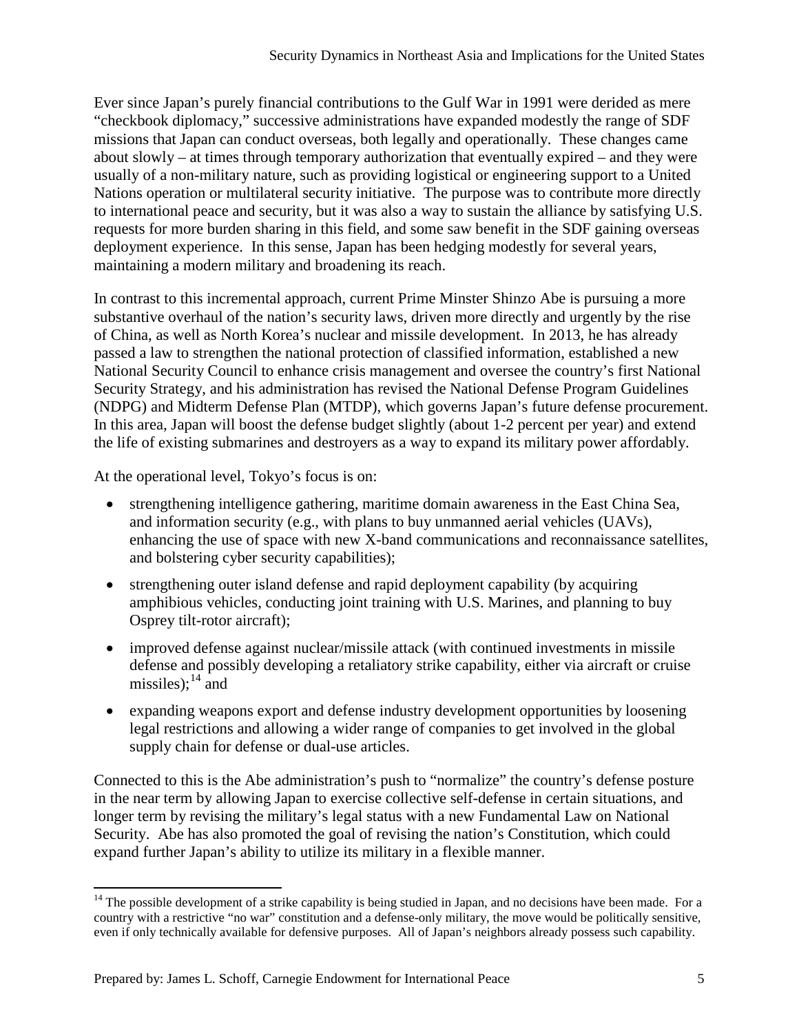Ever since Japan's purely financial contributions to the Gulf War in 1991 were derided as mere "checkbook diplomacy," successive administrations have expanded modestly the range of SDF missions that Japan can conduct overseas, both legally and operationally. These changes came about slowly – at times through temporary authorization that eventually expired – and they were usually of a non-military nature, such as providing logistical or engineering support to a United Nations operation or multilateral security initiative. The purpose was to contribute more directly to international peace and security, but it was also a way to sustain the alliance by satisfying U.S. requests for more burden sharing in this field, and some saw benefit in the SDF gaining overseas deployment experience. In this sense, Japan has been hedging modestly for several years, maintaining a modern military and broadening its reach.

In contrast to this incremental approach, current Prime Minster Shinzo Abe is pursuing a more substantive overhaul of the nation's security laws, driven more directly and urgently by the rise of China, as well as North Korea's nuclear and missile development. In 2013, he has already passed a law to strengthen the national protection of classified information, established a new National Security Council to enhance crisis management and oversee the country's first National Security Strategy, and his administration has revised the National Defense Program Guidelines (NDPG) and Midterm Defense Plan (MTDP), which governs Japan's future defense procurement. In this area, Japan will boost the defense budget slightly (about 1-2 percent per year) and extend the life of existing submarines and destroyers as a way to expand its military power affordably.

At the operational level, Tokyo's focus is on:

- strengthening intelligence gathering, maritime domain awareness in the East China Sea, and information security (e.g., with plans to buy unmanned aerial vehicles (UAVs), enhancing the use of space with new X-band communications and reconnaissance satellites, and bolstering cyber security capabilities);
- strengthening outer island defense and rapid deployment capability (by acquiring amphibious vehicles, conducting joint training with U.S. Marines, and planning to buy Osprey tilt-rotor aircraft);
- improved defense against nuclear/missile attack (with continued investments in missile defense and possibly developing a retaliatory strike capability, either via aircraft or cruise missiles);[14] and
- expanding weapons export and defense industry development opportunities by loosening legal restrictions and allowing a wider range of companies to get involved in the global supply chain for defense or dual-use articles.

Connected to this is the Abe administration's push to "normalize" the country's defense posture in the near term by allowing Japan to exercise collective self-defense in certain situations, and longer term by revising the military's legal status with a new Fundamental Law on National Security. Abe has also promoted the goal of revising the nation's Constitution, which could expand further Japan's ability to utilize its military in a flexible manner.

[14] The possible development of a strike capability is being studied in Japan, and no decisions have been made. For a country with a restrictive "no war" constitution and a defense-only military, the move would be politically sensitive, even if only technically available for defensive purposes. All of Japan's neighbors already possess such capability.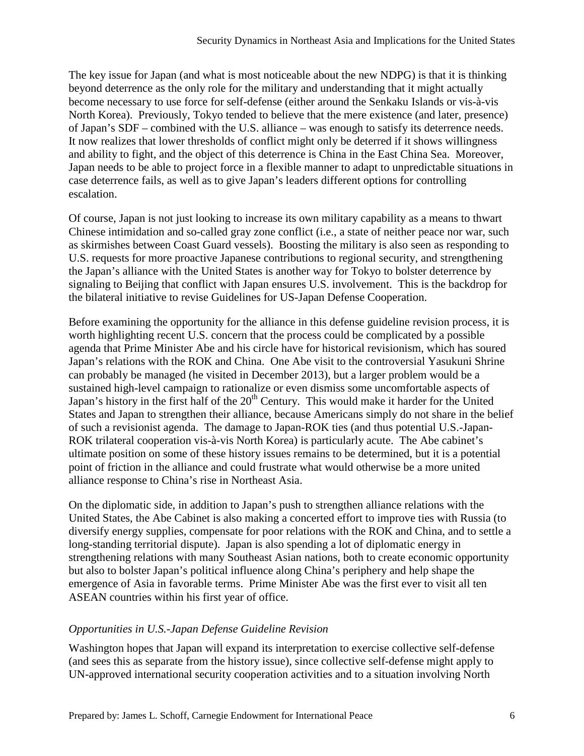The key issue for Japan (and what is most noticeable about the new NDPG) is that it is thinking beyond deterrence as the only role for the military and understanding that it might actually become necessary to use force for self-defense (either around the Senkaku Islands or vis-à-vis North Korea). Previously, Tokyo tended to believe that the mere existence (and later, presence) of Japan's SDF – combined with the U.S. alliance – was enough to satisfy its deterrence needs. It now realizes that lower thresholds of conflict might only be deterred if it shows willingness and ability to fight, and the object of this deterrence is China in the East China Sea. Moreover, Japan needs to be able to project force in a flexible manner to adapt to unpredictable situations in case deterrence fails, as well as to give Japan's leaders different options for controlling escalation.

Of course, Japan is not just looking to increase its own military capability as a means to thwart Chinese intimidation and so-called gray zone conflict (i.e., a state of neither peace nor war, such as skirmishes between Coast Guard vessels). Boosting the military is also seen as responding to U.S. requests for more proactive Japanese contributions to regional security, and strengthening the Japan's alliance with the United States is another way for Tokyo to bolster deterrence by signaling to Beijing that conflict with Japan ensures U.S. involvement. This is the backdrop for the bilateral initiative to revise Guidelines for US-Japan Defense Cooperation.

Before examining the opportunity for the alliance in this defense guideline revision process, it is worth highlighting recent U.S. concern that the process could be complicated by a possible agenda that Prime Minister Abe and his circle have for historical revisionism, which has soured Japan's relations with the ROK and China. One Abe visit to the controversial Yasukuni Shrine can probably be managed (he visited in December 2013), but a larger problem would be a sustained high-level campaign to rationalize or even dismiss some uncomfortable aspects of Japan's history in the first half of the 20th Century. This would make it harder for the United States and Japan to strengthen their alliance, because Americans simply do not share in the belief of such a revisionist agenda. The damage to Japan-ROK ties (and thus potential U.S.-Japan-ROK trilateral cooperation vis-à-vis North Korea) is particularly acute. The Abe cabinet's ultimate position on some of these history issues remains to be determined, but it is a potential point of friction in the alliance and could frustrate what would otherwise be a more united alliance response to China's rise in Northeast Asia.

On the diplomatic side, in addition to Japan's push to strengthen alliance relations with the United States, the Abe Cabinet is also making a concerted effort to improve ties with Russia (to diversify energy supplies, compensate for poor relations with the ROK and China, and to settle a long-standing territorial dispute). Japan is also spending a lot of diplomatic energy in strengthening relations with many Southeast Asian nations, both to create economic opportunity but also to bolster Japan's political influence along China's periphery and help shape the emergence of Asia in favorable terms. Prime Minister Abe was the first ever to visit all ten ASEAN countries within his first year of office.

### *Opportunities in U.S.-Japan Defense Guideline Revision*

Washington hopes that Japan will expand its interpretation to exercise collective self-defense (and sees this as separate from the history issue), since collective self-defense might apply to UN-approved international security cooperation activities and to a situation involving North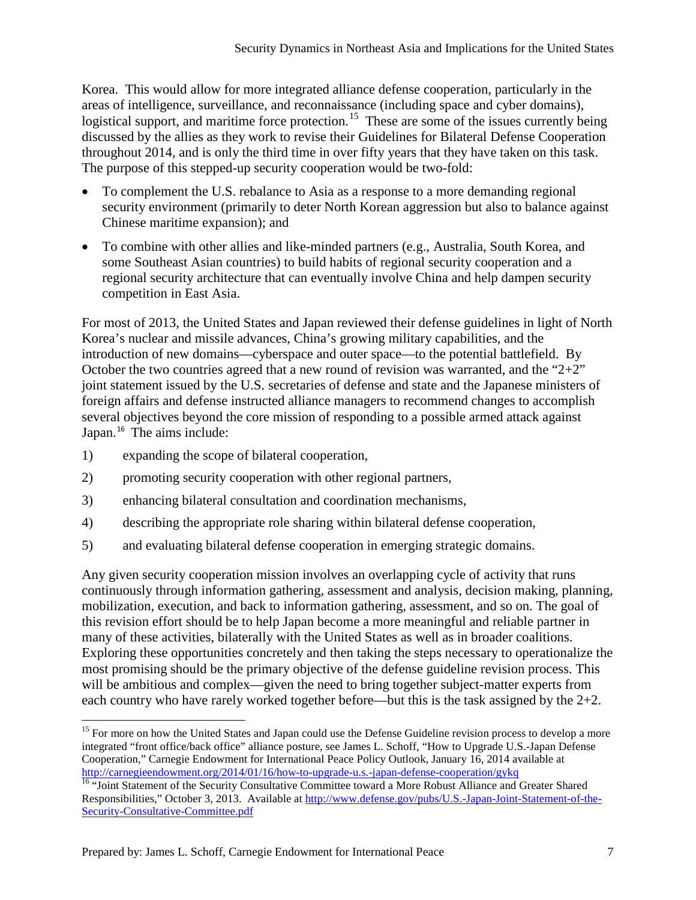Korea. This would allow for more integrated alliance defense cooperation, particularly in the areas of intelligence, surveillance, and reconnaissance (including space and cyber domains), logistical support, and maritime force protection.[15] These are some of the issues currently being discussed by the allies as they work to revise their Guidelines for Bilateral Defense Cooperation throughout 2014, and is only the third time in over fifty years that they have taken on this task. The purpose of this stepped-up security cooperation would be two-fold:

- To complement the U.S. rebalance to Asia as a response to a more demanding regional security environment (primarily to deter North Korean aggression but also to balance against Chinese maritime expansion); and
- To combine with other allies and like-minded partners (e.g., Australia, South Korea, and some Southeast Asian countries) to build habits of regional security cooperation and a regional security architecture that can eventually involve China and help dampen security competition in East Asia.

For most of 2013, the United States and Japan reviewed their defense guidelines in light of North Korea's nuclear and missile advances, China's growing military capabilities, and the introduction of new domains—cyberspace and outer space—to the potential battlefield. By October the two countries agreed that a new round of revision was warranted, and the "2+2" joint statement issued by the U.S. secretaries of defense and state and the Japanese ministers of foreign affairs and defense instructed alliance managers to recommend changes to accomplish several objectives beyond the core mission of responding to a possible armed attack against Japan.[16] The aims include:

1) expanding the scope of bilateral cooperation,
2) promoting security cooperation with other regional partners,
3) enhancing bilateral consultation and coordination mechanisms,
4) describing the appropriate role sharing within bilateral defense cooperation,
5) and evaluating bilateral defense cooperation in emerging strategic domains.

Any given security cooperation mission involves an overlapping cycle of activity that runs continuously through information gathering, assessment and analysis, decision making, planning, mobilization, execution, and back to information gathering, assessment, and so on. The goal of this revision effort should be to help Japan become a more meaningful and reliable partner in many of these activities, bilaterally with the United States as well as in broader coalitions. Exploring these opportunities concretely and then taking the steps necessary to operationalize the most promising should be the primary objective of the defense guideline revision process. This will be ambitious and complex—given the need to bring together subject-matter experts from each country who have rarely worked together before—but this is the task assigned by the 2+2.

---

[15] For more on how the United States and Japan could use the Defense Guideline revision process to develop a more integrated "front office/back office" alliance posture, see James L. Schoff, "How to Upgrade U.S.-Japan Defense Cooperation," Carnegie Endowment for International Peace Policy Outlook, January 16, 2014 available at http://carnegieendowment.org/2014/01/16/how-to-upgrade-u.s.-japan-defense-cooperation/gykq

[16] "Joint Statement of the Security Consultative Committee toward a More Robust Alliance and Greater Shared Responsibilities," October 3, 2013. Available at http://www.defense.gov/pubs/U.S.-Japan-Joint-Statement-of-the-Security-Consultative-Committee.pdf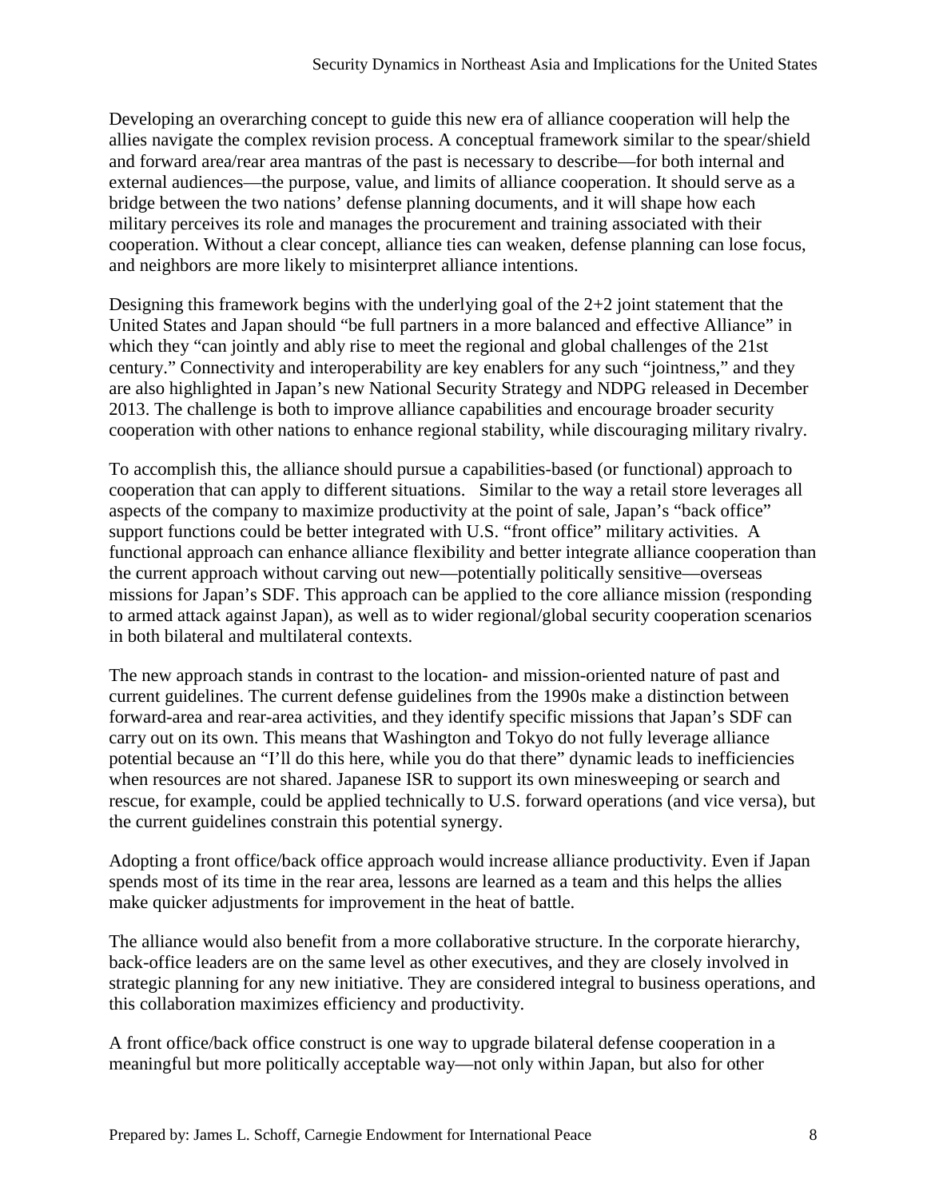Developing an overarching concept to guide this new era of alliance cooperation will help the allies navigate the complex revision process. A conceptual framework similar to the spear/shield and forward area/rear area mantras of the past is necessary to describe—for both internal and external audiences—the purpose, value, and limits of alliance cooperation. It should serve as a bridge between the two nations' defense planning documents, and it will shape how each military perceives its role and manages the procurement and training associated with their cooperation. Without a clear concept, alliance ties can weaken, defense planning can lose focus, and neighbors are more likely to misinterpret alliance intentions.

Designing this framework begins with the underlying goal of the 2+2 joint statement that the United States and Japan should "be full partners in a more balanced and effective Alliance" in which they "can jointly and ably rise to meet the regional and global challenges of the 21st century." Connectivity and interoperability are key enablers for any such "jointness," and they are also highlighted in Japan's new National Security Strategy and NDPG released in December 2013. The challenge is both to improve alliance capabilities and encourage broader security cooperation with other nations to enhance regional stability, while discouraging military rivalry.

To accomplish this, the alliance should pursue a capabilities-based (or functional) approach to cooperation that can apply to different situations. Similar to the way a retail store leverages all aspects of the company to maximize productivity at the point of sale, Japan's "back office" support functions could be better integrated with U.S. "front office" military activities. A functional approach can enhance alliance flexibility and better integrate alliance cooperation than the current approach without carving out new—potentially politically sensitive—overseas missions for Japan's SDF. This approach can be applied to the core alliance mission (responding to armed attack against Japan), as well as to wider regional/global security cooperation scenarios in both bilateral and multilateral contexts.

The new approach stands in contrast to the location- and mission-oriented nature of past and current guidelines. The current defense guidelines from the 1990s make a distinction between forward-area and rear-area activities, and they identify specific missions that Japan's SDF can carry out on its own. This means that Washington and Tokyo do not fully leverage alliance potential because an "I'll do this here, while you do that there" dynamic leads to inefficiencies when resources are not shared. Japanese ISR to support its own minesweeping or search and rescue, for example, could be applied technically to U.S. forward operations (and vice versa), but the current guidelines constrain this potential synergy.

Adopting a front office/back office approach would increase alliance productivity. Even if Japan spends most of its time in the rear area, lessons are learned as a team and this helps the allies make quicker adjustments for improvement in the heat of battle.

The alliance would also benefit from a more collaborative structure. In the corporate hierarchy, back-office leaders are on the same level as other executives, and they are closely involved in strategic planning for any new initiative. They are considered integral to business operations, and this collaboration maximizes efficiency and productivity.

A front office/back office construct is one way to upgrade bilateral defense cooperation in a meaningful but more politically acceptable way—not only within Japan, but also for other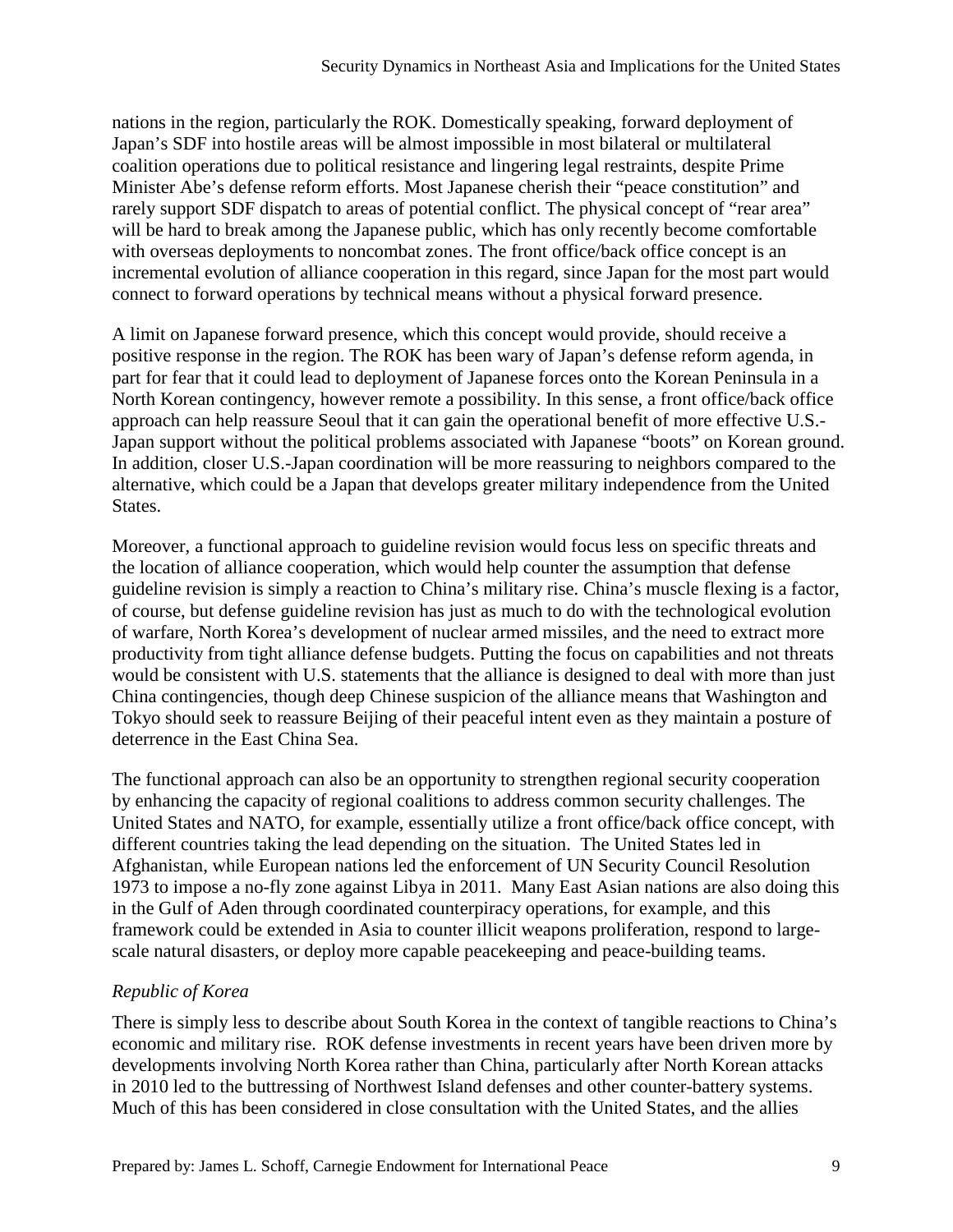nations in the region, particularly the ROK. Domestically speaking, forward deployment of Japan's SDF into hostile areas will be almost impossible in most bilateral or multilateral coalition operations due to political resistance and lingering legal restraints, despite Prime Minister Abe's defense reform efforts. Most Japanese cherish their "peace constitution" and rarely support SDF dispatch to areas of potential conflict. The physical concept of "rear area" will be hard to break among the Japanese public, which has only recently become comfortable with overseas deployments to noncombat zones. The front office/back office concept is an incremental evolution of alliance cooperation in this regard, since Japan for the most part would connect to forward operations by technical means without a physical forward presence.

A limit on Japanese forward presence, which this concept would provide, should receive a positive response in the region. The ROK has been wary of Japan's defense reform agenda, in part for fear that it could lead to deployment of Japanese forces onto the Korean Peninsula in a North Korean contingency, however remote a possibility. In this sense, a front office/back office approach can help reassure Seoul that it can gain the operational benefit of more effective U.S.-Japan support without the political problems associated with Japanese "boots" on Korean ground. In addition, closer U.S.-Japan coordination will be more reassuring to neighbors compared to the alternative, which could be a Japan that develops greater military independence from the United States.

Moreover, a functional approach to guideline revision would focus less on specific threats and the location of alliance cooperation, which would help counter the assumption that defense guideline revision is simply a reaction to China's military rise. China's muscle flexing is a factor, of course, but defense guideline revision has just as much to do with the technological evolution of warfare, North Korea's development of nuclear armed missiles, and the need to extract more productivity from tight alliance defense budgets. Putting the focus on capabilities and not threats would be consistent with U.S. statements that the alliance is designed to deal with more than just China contingencies, though deep Chinese suspicion of the alliance means that Washington and Tokyo should seek to reassure Beijing of their peaceful intent even as they maintain a posture of deterrence in the East China Sea.

The functional approach can also be an opportunity to strengthen regional security cooperation by enhancing the capacity of regional coalitions to address common security challenges. The United States and NATO, for example, essentially utilize a front office/back office concept, with different countries taking the lead depending on the situation. The United States led in Afghanistan, while European nations led the enforcement of UN Security Council Resolution 1973 to impose a no-fly zone against Libya in 2011. Many East Asian nations are also doing this in the Gulf of Aden through coordinated counterpiracy operations, for example, and this framework could be extended in Asia to counter illicit weapons proliferation, respond to large-scale natural disasters, or deploy more capable peacekeeping and peace-building teams.

### *Republic of Korea*

There is simply less to describe about South Korea in the context of tangible reactions to China's economic and military rise. ROK defense investments in recent years have been driven more by developments involving North Korea rather than China, particularly after North Korean attacks in 2010 led to the buttressing of Northwest Island defenses and other counter-battery systems. Much of this has been considered in close consultation with the United States, and the allies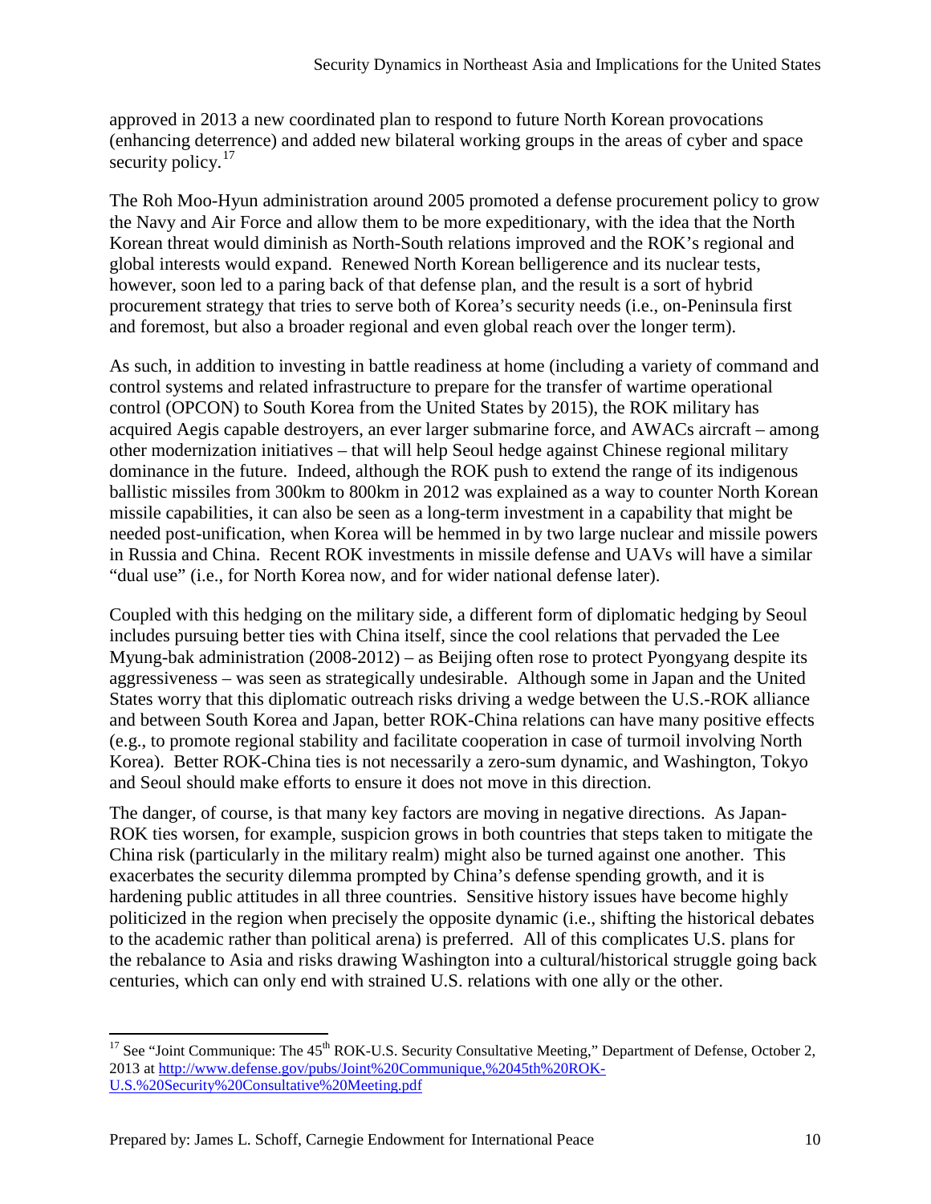approved in 2013 a new coordinated plan to respond to future North Korean provocations (enhancing deterrence) and added new bilateral working groups in the areas of cyber and space security policy.[17]

The Roh Moo-Hyun administration around 2005 promoted a defense procurement policy to grow the Navy and Air Force and allow them to be more expeditionary, with the idea that the North Korean threat would diminish as North-South relations improved and the ROK's regional and global interests would expand. Renewed North Korean belligerence and its nuclear tests, however, soon led to a paring back of that defense plan, and the result is a sort of hybrid procurement strategy that tries to serve both of Korea's security needs (i.e., on-Peninsula first and foremost, but also a broader regional and even global reach over the longer term).

As such, in addition to investing in battle readiness at home (including a variety of command and control systems and related infrastructure to prepare for the transfer of wartime operational control (OPCON) to South Korea from the United States by 2015), the ROK military has acquired Aegis capable destroyers, an ever larger submarine force, and AWACs aircraft – among other modernization initiatives – that will help Seoul hedge against Chinese regional military dominance in the future. Indeed, although the ROK push to extend the range of its indigenous ballistic missiles from 300km to 800km in 2012 was explained as a way to counter North Korean missile capabilities, it can also be seen as a long-term investment in a capability that might be needed post-unification, when Korea will be hemmed in by two large nuclear and missile powers in Russia and China. Recent ROK investments in missile defense and UAVs will have a similar "dual use" (i.e., for North Korea now, and for wider national defense later).

Coupled with this hedging on the military side, a different form of diplomatic hedging by Seoul includes pursuing better ties with China itself, since the cool relations that pervaded the Lee Myung-bak administration (2008-2012) – as Beijing often rose to protect Pyongyang despite its aggressiveness – was seen as strategically undesirable. Although some in Japan and the United States worry that this diplomatic outreach risks driving a wedge between the U.S.-ROK alliance and between South Korea and Japan, better ROK-China relations can have many positive effects (e.g., to promote regional stability and facilitate cooperation in case of turmoil involving North Korea). Better ROK-China ties is not necessarily a zero-sum dynamic, and Washington, Tokyo and Seoul should make efforts to ensure it does not move in this direction.

The danger, of course, is that many key factors are moving in negative directions. As Japan-ROK ties worsen, for example, suspicion grows in both countries that steps taken to mitigate the China risk (particularly in the military realm) might also be turned against one another. This exacerbates the security dilemma prompted by China's defense spending growth, and it is hardening public attitudes in all three countries. Sensitive history issues have become highly politicized in the region when precisely the opposite dynamic (i.e., shifting the historical debates to the academic rather than political arena) is preferred. All of this complicates U.S. plans for the rebalance to Asia and risks drawing Washington into a cultural/historical struggle going back centuries, which can only end with strained U.S. relations with one ally or the other.

---

[17] See "Joint Communique: The 45th ROK-U.S. Security Consultative Meeting," Department of Defense, October 2, 2013 at http://www.defense.gov/pubs/Joint%20Communique,%2045th%20ROK-U.S.%20Security%20Consultative%20Meeting.pdf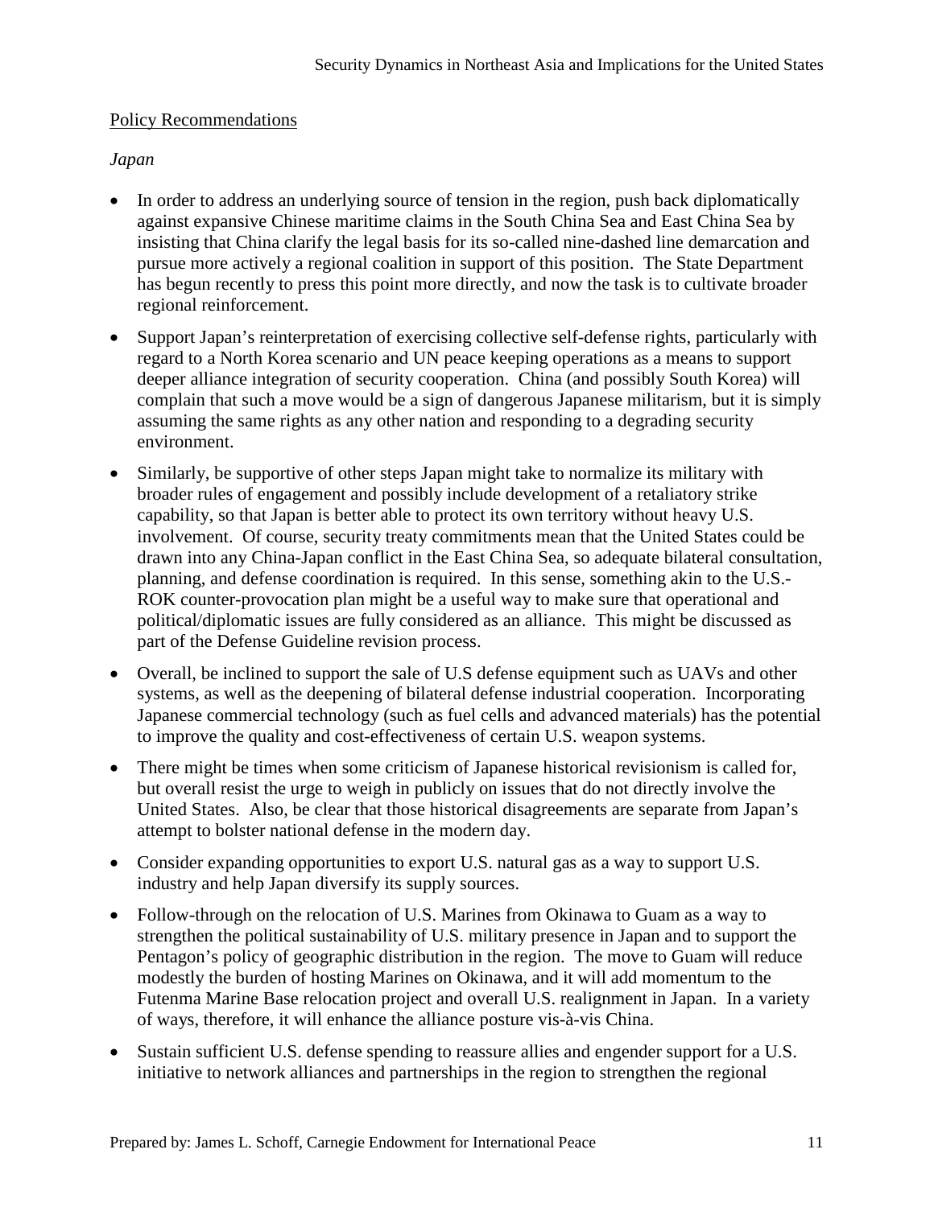## Policy Recommendations

*Japan*

- In order to address an underlying source of tension in the region, push back diplomatically against expansive Chinese maritime claims in the South China Sea and East China Sea by insisting that China clarify the legal basis for its so-called nine-dashed line demarcation and pursue more actively a regional coalition in support of this position. The State Department has begun recently to press this point more directly, and now the task is to cultivate broader regional reinforcement.
- Support Japan's reinterpretation of exercising collective self-defense rights, particularly with regard to a North Korea scenario and UN peace keeping operations as a means to support deeper alliance integration of security cooperation. China (and possibly South Korea) will complain that such a move would be a sign of dangerous Japanese militarism, but it is simply assuming the same rights as any other nation and responding to a degrading security environment.
- Similarly, be supportive of other steps Japan might take to normalize its military with broader rules of engagement and possibly include development of a retaliatory strike capability, so that Japan is better able to protect its own territory without heavy U.S. involvement. Of course, security treaty commitments mean that the United States could be drawn into any China-Japan conflict in the East China Sea, so adequate bilateral consultation, planning, and defense coordination is required. In this sense, something akin to the U.S.-ROK counter-provocation plan might be a useful way to make sure that operational and political/diplomatic issues are fully considered as an alliance. This might be discussed as part of the Defense Guideline revision process.
- Overall, be inclined to support the sale of U.S defense equipment such as UAVs and other systems, as well as the deepening of bilateral defense industrial cooperation. Incorporating Japanese commercial technology (such as fuel cells and advanced materials) has the potential to improve the quality and cost-effectiveness of certain U.S. weapon systems.
- There might be times when some criticism of Japanese historical revisionism is called for, but overall resist the urge to weigh in publicly on issues that do not directly involve the United States. Also, be clear that those historical disagreements are separate from Japan's attempt to bolster national defense in the modern day.
- Consider expanding opportunities to export U.S. natural gas as a way to support U.S. industry and help Japan diversify its supply sources.
- Follow-through on the relocation of U.S. Marines from Okinawa to Guam as a way to strengthen the political sustainability of U.S. military presence in Japan and to support the Pentagon's policy of geographic distribution in the region. The move to Guam will reduce modestly the burden of hosting Marines on Okinawa, and it will add momentum to the Futenma Marine Base relocation project and overall U.S. realignment in Japan. In a variety of ways, therefore, it will enhance the alliance posture vis-à-vis China.
- Sustain sufficient U.S. defense spending to reassure allies and engender support for a U.S. initiative to network alliances and partnerships in the region to strengthen the regional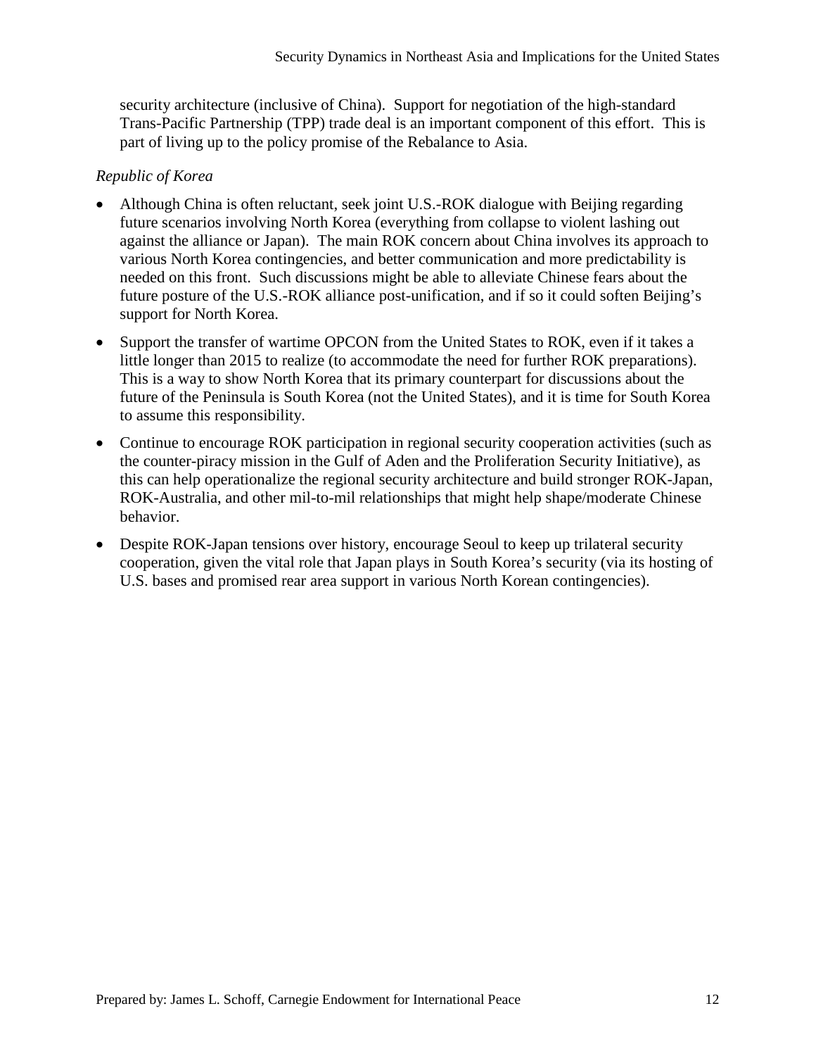security architecture (inclusive of China). Support for negotiation of the high-standard Trans-Pacific Partnership (TPP) trade deal is an important component of this effort. This is part of living up to the policy promise of the Rebalance to Asia.

*Republic of Korea*

- Although China is often reluctant, seek joint U.S.-ROK dialogue with Beijing regarding future scenarios involving North Korea (everything from collapse to violent lashing out against the alliance or Japan). The main ROK concern about China involves its approach to various North Korea contingencies, and better communication and more predictability is needed on this front. Such discussions might be able to alleviate Chinese fears about the future posture of the U.S.-ROK alliance post-unification, and if so it could soften Beijing's support for North Korea.
- Support the transfer of wartime OPCON from the United States to ROK, even if it takes a little longer than 2015 to realize (to accommodate the need for further ROK preparations). This is a way to show North Korea that its primary counterpart for discussions about the future of the Peninsula is South Korea (not the United States), and it is time for South Korea to assume this responsibility.
- Continue to encourage ROK participation in regional security cooperation activities (such as the counter-piracy mission in the Gulf of Aden and the Proliferation Security Initiative), as this can help operationalize the regional security architecture and build stronger ROK-Japan, ROK-Australia, and other mil-to-mil relationships that might help shape/moderate Chinese behavior.
- Despite ROK-Japan tensions over history, encourage Seoul to keep up trilateral security cooperation, given the vital role that Japan plays in South Korea's security (via its hosting of U.S. bases and promised rear area support in various North Korean contingencies).